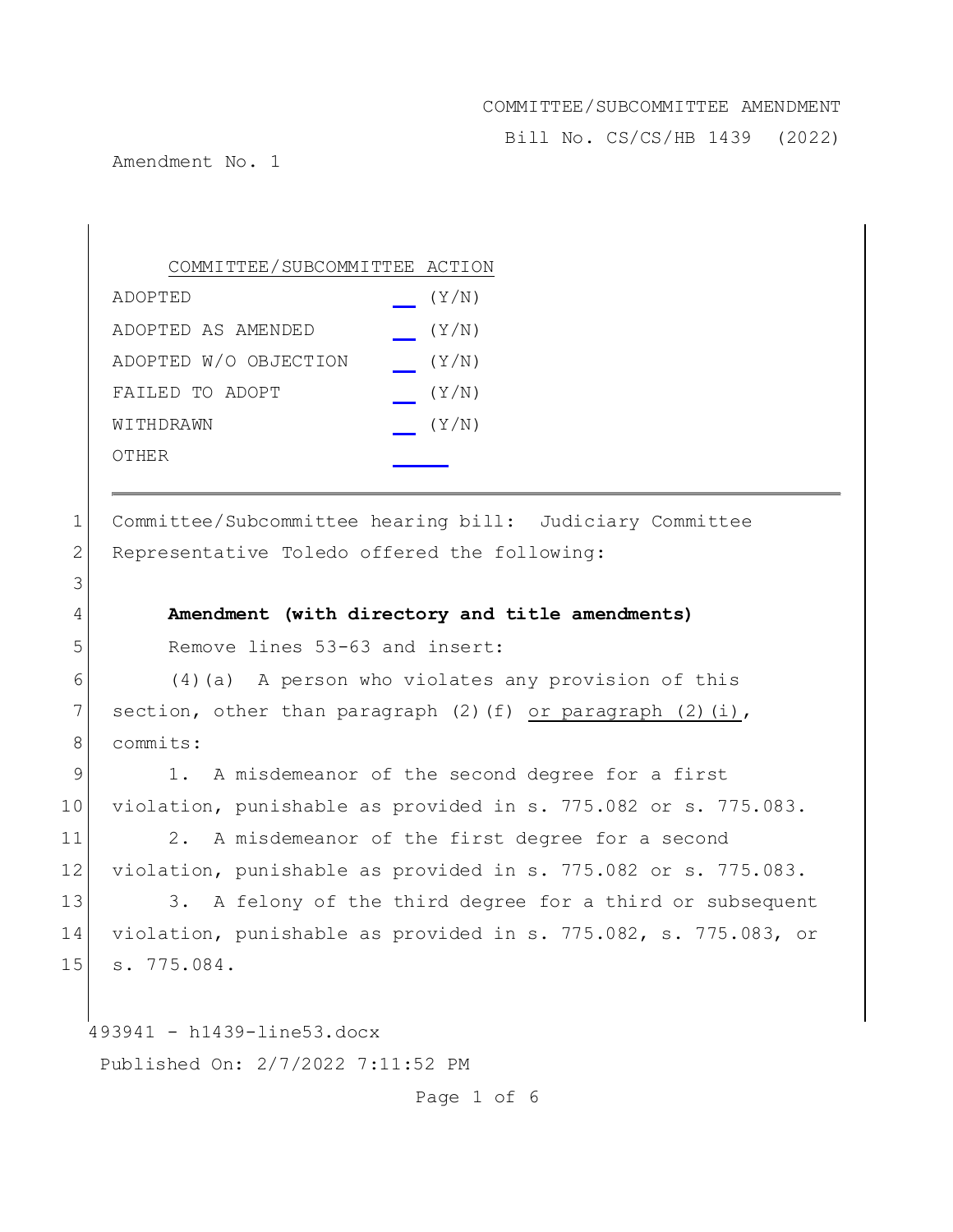COMMITTEE/SUBCOMMITTEE AMENDMENT

Bill No. CS/CS/HB 1439 (2022)

Amendment No. 1

COMMITTEE/SUBCOMMITTEE ACTION

| | |
|---|---|
| ADOPTED | __ (Y/N) |
| ADOPTED AS AMENDED | __ (Y/N) |
| ADOPTED W/O OBJECTION | __ (Y/N) |
| FAILED TO ADOPT | __ (Y/N) |
| WITHDRAWN | __ (Y/N) |
| OTHER | ______ |

---

1 Committee/Subcommittee hearing bill: Judiciary Committee
2 Representative Toledo offered the following:
3
4 **Amendment (with directory and title amendments)**
5 Remove lines 53-63 and insert:
6 (4)(a) A person who violates any provision of this
7 section, other than paragraph (2)(f) <u>or paragraph (2)(i)</u>,
8 commits:
9 1. A misdemeanor of the second degree for a first
10 violation, punishable as provided in s. 775.082 or s. 775.083.
11 2. A misdemeanor of the first degree for a second
12 violation, punishable as provided in s. 775.082 or s. 775.083.
13 3. A felony of the third degree for a third or subsequent
14 violation, punishable as provided in s. 775.082, s. 775.083, or
15 s. 775.084.

493941 - h1439-line53.docx

Published On: 2/7/2022 7:11:52 PM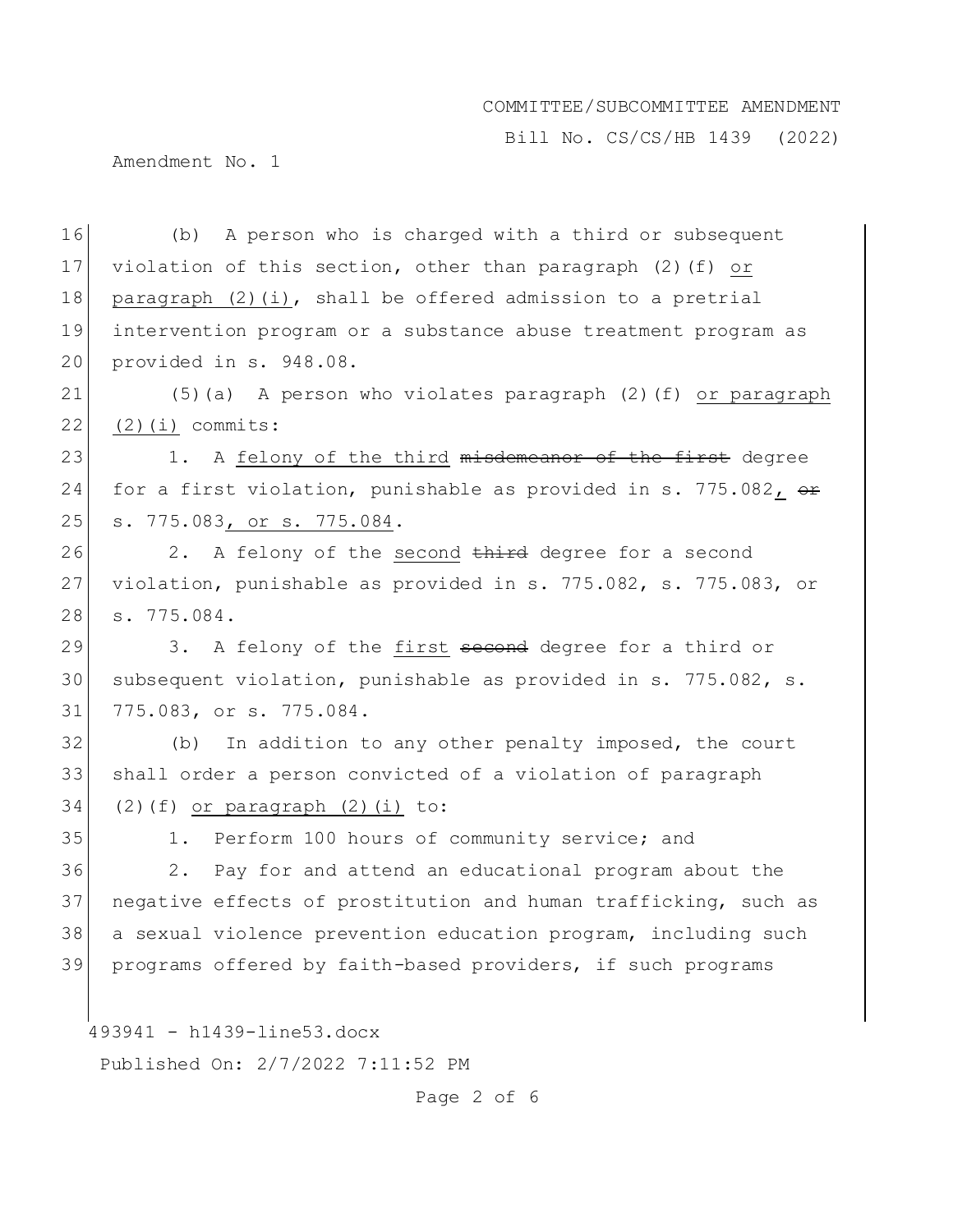(b) A person who is charged with a third or subsequent violation of this section, other than paragraph (2)(f) <u>or paragraph (2)(i)</u>, shall be offered admission to a pretrial intervention program or a substance abuse treatment program as provided in s. 948.08.

(5)(a) A person who violates paragraph (2)(f) <u>or paragraph (2)(i)</u> commits:

1. A <u>felony of the third</u> ~~misdemeanor of the first~~ degree for a first violation, punishable as provided in s. 775.082<u>,</u> ~~or~~ s. 775.083<u>, or s. 775.084</u>.

2. A felony of the <u>second</u> ~~third~~ degree for a second violation, punishable as provided in s. 775.082, s. 775.083, or s. 775.084.

3. A felony of the <u>first</u> ~~second~~ degree for a third or subsequent violation, punishable as provided in s. 775.082, s. 775.083, or s. 775.084.

(b) In addition to any other penalty imposed, the court shall order a person convicted of a violation of paragraph (2)(f) <u>or paragraph (2)(i)</u> to:

1. Perform 100 hours of community service; and

2. Pay for and attend an educational program about the negative effects of prostitution and human trafficking, such as a sexual violence prevention education program, including such programs offered by faith-based providers, if such programs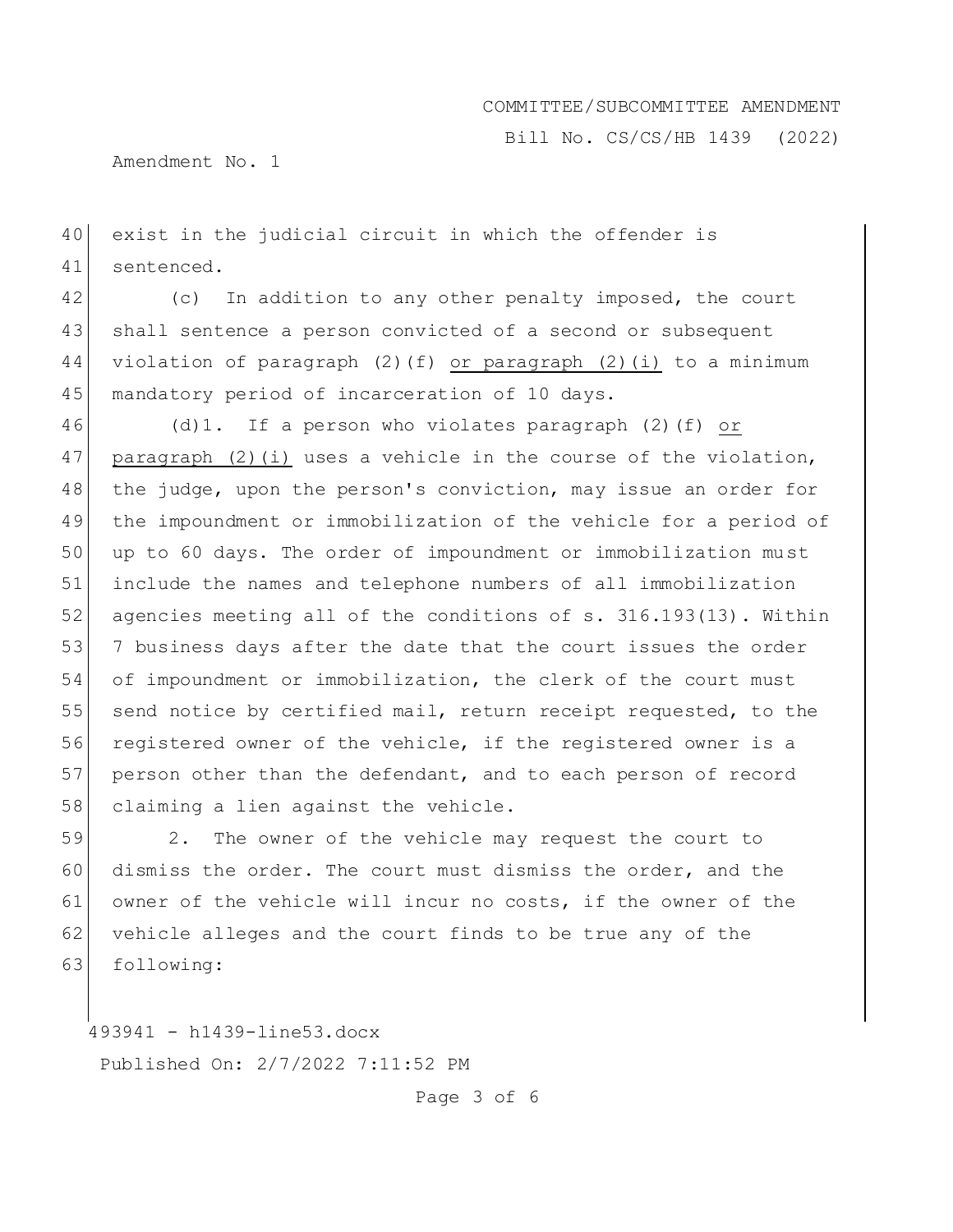exist in the judicial circuit in which the offender is sentenced.

(c) In addition to any other penalty imposed, the court shall sentence a person convicted of a second or subsequent violation of paragraph (2)(f) <u>or paragraph (2)(i)</u> to a minimum mandatory period of incarceration of 10 days.

(d)1. If a person who violates paragraph (2)(f) <u>or paragraph (2)(i)</u> uses a vehicle in the course of the violation, the judge, upon the person's conviction, may issue an order for the impoundment or immobilization of the vehicle for a period of up to 60 days. The order of impoundment or immobilization must include the names and telephone numbers of all immobilization agencies meeting all of the conditions of s. 316.193(13). Within 7 business days after the date that the court issues the order of impoundment or immobilization, the clerk of the court must send notice by certified mail, return receipt requested, to the registered owner of the vehicle, if the registered owner is a person other than the defendant, and to each person of record claiming a lien against the vehicle.

2. The owner of the vehicle may request the court to dismiss the order. The court must dismiss the order, and the owner of the vehicle will incur no costs, if the owner of the vehicle alleges and the court finds to be true any of the following: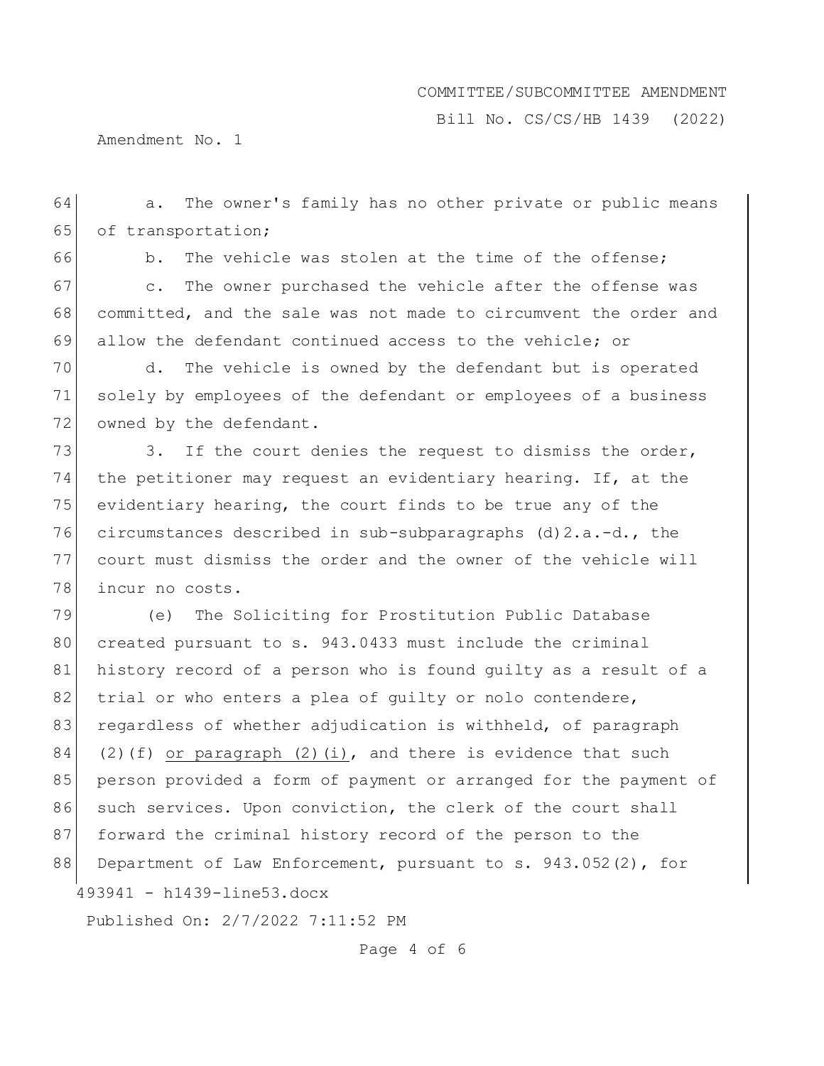a. The owner's family has no other private or public means of transportation;

b. The vehicle was stolen at the time of the offense;

c. The owner purchased the vehicle after the offense was committed, and the sale was not made to circumvent the order and allow the defendant continued access to the vehicle; or

d. The vehicle is owned by the defendant but is operated solely by employees of the defendant or employees of a business owned by the defendant.

3. If the court denies the request to dismiss the order, the petitioner may request an evidentiary hearing. If, at the evidentiary hearing, the court finds to be true any of the circumstances described in sub-subparagraphs (d)2.a.-d., the court must dismiss the order and the owner of the vehicle will incur no costs.

(e) The Soliciting for Prostitution Public Database created pursuant to s. 943.0433 must include the criminal history record of a person who is found guilty as a result of a trial or who enters a plea of guilty or nolo contendere, regardless of whether adjudication is withheld, of paragraph (2)(f) <u>or paragraph (2)(i)</u>, and there is evidence that such person provided a form of payment or arranged for the payment of such services. Upon conviction, the clerk of the court shall forward the criminal history record of the person to the Department of Law Enforcement, pursuant to s. 943.052(2), for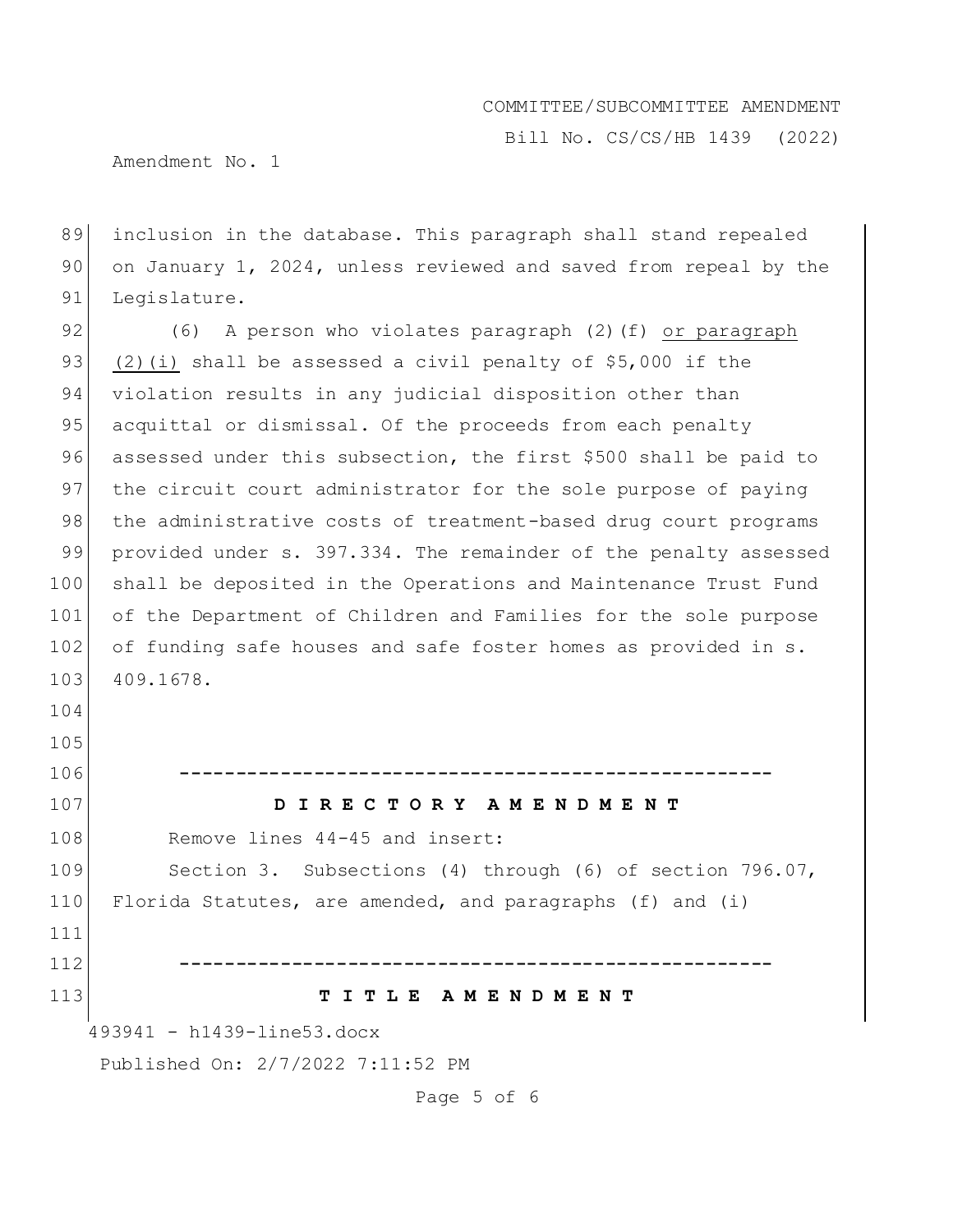inclusion in the database. This paragraph shall stand repealed on January 1, 2024, unless reviewed and saved from repeal by the Legislature.

(6) A person who violates paragraph (2)(f) or paragraph (2)(i) shall be assessed a civil penalty of $5,000 if the violation results in any judicial disposition other than acquittal or dismissal. Of the proceeds from each penalty assessed under this subsection, the first $500 shall be paid to the circuit court administrator for the sole purpose of paying the administrative costs of treatment-based drug court programs provided under s. 397.334. The remainder of the penalty assessed shall be deposited in the Operations and Maintenance Trust Fund of the Department of Children and Families for the sole purpose of funding safe houses and safe foster homes as provided in s. 409.1678.

-----------------------------------------------------

**D I R E C T O R Y A M E N D M E N T**

Remove lines 44-45 and insert:

Section 3. Subsections (4) through (6) of section 796.07, Florida Statutes, are amended, and paragraphs (f) and (i)

-----------------------------------------------------

**T I T L E A M E N D M E N T**

493941 - h1439-line53.docx

Published On: 2/7/2022 7:11:52 PM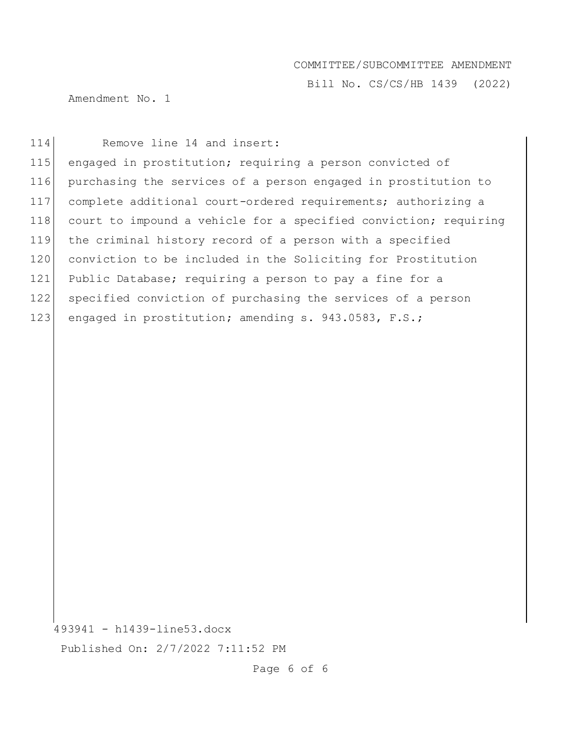COMMITTEE/SUBCOMMITTEE AMENDMENT

Bill No. CS/CS/HB 1439 (2022)

Amendment No. 1

114 Remove line 14 and insert:
115 engaged in prostitution; requiring a person convicted of
116 purchasing the services of a person engaged in prostitution to
117 complete additional court-ordered requirements; authorizing a
118 court to impound a vehicle for a specified conviction; requiring
119 the criminal history record of a person with a specified
120 conviction to be included in the Soliciting for Prostitution
121 Public Database; requiring a person to pay a fine for a
122 specified conviction of purchasing the services of a person
123 engaged in prostitution; amending s. 943.0583, F.S.;

493941 - h1439-line53.docx

Published On: 2/7/2022 7:11:52 PM